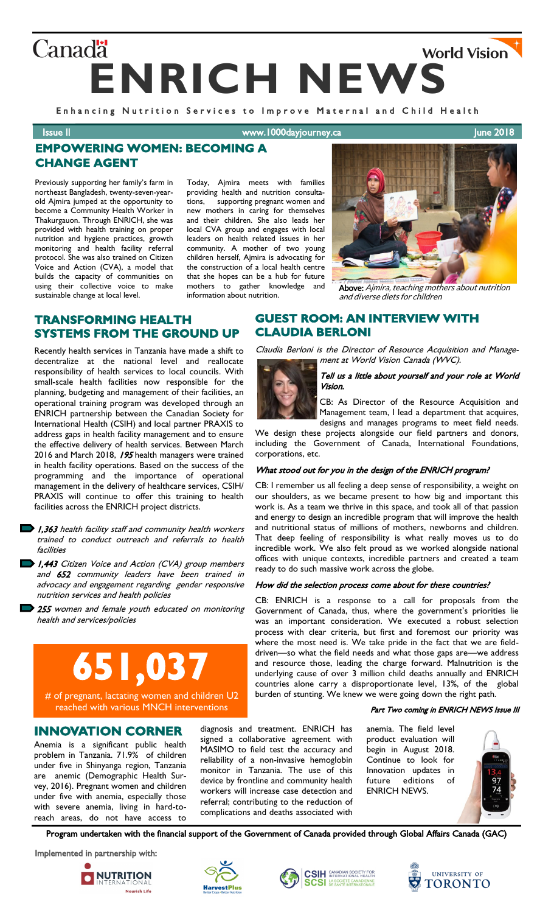Canada

World Vision

# ENRICH NEWS

Enhancing Nutrition Services to Improve Maternal and Child Health

Issue II | www.1000dayjourney.ca | June 2018

## EMPOWERING WOMEN: BECOMING A CHANGE AGENT

Previously supporting her family's farm in northeast Bangladesh, twenty-seven-year-old Ajmira jumped at the opportunity to become a Community Health Worker in Thakurgauon. Through ENRICH, she was provided with health training on proper nutrition and hygiene practices, growth monitoring and health facility referral protocol. She was also trained on Citizen Voice and Action (CVA), a model that builds the capacity of communities on using their collective voice to make sustainable change at local level.

Today, Ajmira meets with families providing health and nutrition consultations, supporting pregnant women and new mothers in caring for themselves and their children. She also leads her local CVA group and engages with local leaders on health related issues in her community. A mother of two young children herself, Ajmira is advocating for the construction of a local health centre that she hopes can be a hub for future mothers to gather knowledge and information about nutrition.

**Above:** *Ajmira, teaching mothers about nutrition and diverse diets for children*

## TRANSFORMING HEALTH SYSTEMS FROM THE GROUND UP

Recently health services in Tanzania have made a shift to decentralize at the national level and reallocate responsibility of health services to local councils. With small-scale health facilities now responsible for the planning, budgeting and management of their facilities, an operational training program was developed through an ENRICH partnership between the Canadian Society for International Health (CSIH) and local partner PRAXIS to address gaps in health facility management and to ensure the effective delivery of health services. Between March 2016 and March 2018, ***195*** health managers were trained in health facility operations. Based on the success of the programming and the importance of operational management in the delivery of healthcare services, CSIH/PRAXIS will continue to offer this training to health facilities across the ENRICH project districts.

- ***1,363*** *health facility staff and community health workers trained to conduct outreach and referrals to health facilities*
- ***1,443*** *Citizen Voice and Action (CVA) group members and* ***652*** *community leaders have been trained in advocacy and engagement regarding gender responsive nutrition services and health policies*
- ***255*** *women and female youth educated on monitoring health and services/policies*

**651,037**

\# of pregnant, lactating women and children U2 reached with various MNCH interventions

## GUEST ROOM: AN INTERVIEW WITH CLAUDIA BERLONI

*Claudia Berloni is the Director of Resource Acquisition and Management at World Vision Canada (WVC).*

***Tell us a little about yourself and your role at World Vision.***

CB: As Director of the Resource Acquisition and Management team, I lead a department that acquires, designs and manages programs to meet field needs. We design these projects alongside our field partners and donors, including the Government of Canada, International Foundations, corporations, etc.

***What stood out for you in the design of the ENRICH program?***

CB: I remember us all feeling a deep sense of responsibility, a weight on our shoulders, as we became present to how big and important this work is. As a team we thrive in this space, and took all of that passion and energy to design an incredible program that will improve the health and nutritional status of millions of mothers, newborns and children. That deep feeling of responsibility is what really moves us to do incredible work. We also felt proud as we worked alongside national offices with unique contexts, incredible partners and created a team ready to do such massive work across the globe.

***How did the selection process come about for these countries?***

CB: ENRICH is a response to a call for proposals from the Government of Canada, thus, where the government's priorities lie was an important consideration. We executed a robust selection process with clear criteria, but first and foremost our priority was where the most need is. We take pride in the fact that we are field-driven—so what the field needs and what those gaps are—we address and resource those, leading the charge forward. Malnutrition is the underlying cause of over 3 million child deaths annually and ENRICH countries alone carry a disproportionate level, 13%, of the global burden of stunting. We knew we were going down the right path.

***Part Two coming in ENRICH NEWS Issue III***

## INNOVATION CORNER

Anemia is a significant public health problem in Tanzania. 71.9% of children under five in Shinyanga region, Tanzania are anemic (Demographic Health Survey, 2016). Pregnant women and children under five with anemia, especially those with severe anemia, living in hard-to-reach areas, do not have access to diagnosis and treatment. ENRICH has signed a collaborative agreement with MASIMO to field test the accuracy and reliability of a non-invasive hemoglobin monitor in Tanzania. The use of this device by frontline and community health workers will increase case detection and referral; contributing to the reduction of complications and deaths associated with anemia. The field level product evaluation will begin in August 2018. Continue to look for Innovation updates in future editions of ENRICH NEWS.

**Program undertaken with the financial support of the Government of Canada provided through Global Affairs Canada (GAC)**

**Implemented in partnership with:**

Nutrition International — HarvestPlus — CSIH SCSI Canadian Society for International Health / La Société Canadienne de Santé Internationale — University of Toronto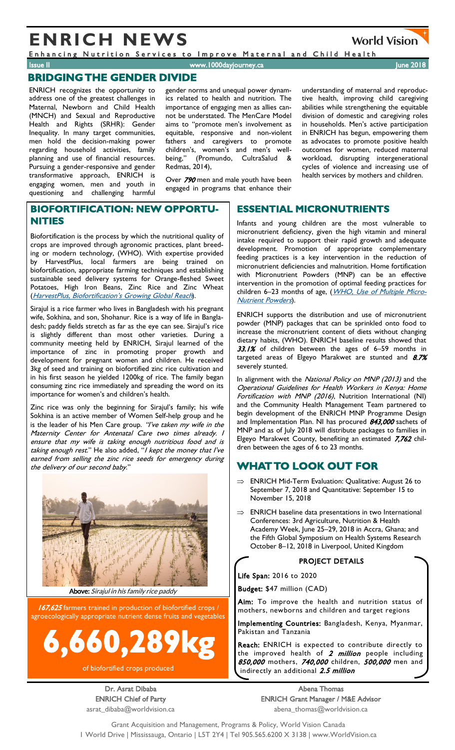# ENRICH NEWS

**Enhancing Nutrition Services to Improve Maternal and Child Health**

Issue II | www.1000dayjourney.ca | June 2018

## BRIDGING THE GENDER DIVIDE

ENRICH recognizes the opportunity to address one of the greatest challenges in Maternal, Newborn and Child Health (MNCH) and Sexual and Reproductive Health and Rights (SRHR): Gender Inequality. In many target communities, men hold the decision-making power regarding household activities, family planning and use of financial resources. Pursuing a gender-responsive and gender transformative approach, ENRICH is engaging women, men and youth in questioning and challenging harmful gender norms and unequal power dynamics related to health and nutrition. The importance of engaging men as allies cannot be understated. The MenCare Model aims to "promote men's involvement as equitable, responsive and non-violent fathers and caregivers to promote children's, women's and men's well-being," (Promundo, CultraSalud & Redmas, 2014),

Over ***790*** men and male youth have been engaged in programs that enhance their understanding of maternal and reproductive health, improving child caregiving abilities while strengthening the equitable division of domestic and caregiving roles in households. Men's active participation in ENRICH has begun, empowering them as advocates to promote positive health outcomes for women, reduced maternal workload, disrupting intergenerational cycles of violence and increasing use of health services by mothers and children.

## BIOFORTIFICATION: NEW OPPORTUNITIES

Biofortification is the process by which the nutritional quality of crops are improved through agronomic practices, plant breeding or modern technology, (WHO). With expertise provided by HarvestPlus, local farmers are being trained on biofortification, appropriate farming techniques and establishing sustainable seed delivery systems for Orange-fleshed Sweet Potatoes, High Iron Beans, Zinc Rice and Zinc Wheat (*HarvestPlus, Biofortification's Growing Global Reach*).

Sirajul is a rice farmer who lives in Bangladesh with his pregnant wife, Sokhina, and son, Shohanur. Rice is a way of life in Bangladesh; paddy fields stretch as far as the eye can see. Sirajul's rice is slightly different than most other varieties. During a community meeting held by ENRICH, Sirajul learned of the importance of zinc in promoting proper growth and development for pregnant women and children. He received 3kg of seed and training on biofortified zinc rice cultivation and in his first season he yielded 1200kg of rice. The family began consuming zinc rice immediately and spreading the word on its importance for women's and children's health.

Zinc rice was only the beginning for Sirajul's family; his wife Sokhina is an active member of Women Self-help group and he is the leader of his Men Care group. *"I've taken my wife in the Maternity Center for Antenatal Care two times already. I ensure that my wife is taking enough nutritious food and is taking enough rest.*" He also added, "*I kept the money that I've earned from selling the zinc rice seeds for emergency during the delivery of our second baby.*"

**Above:** *Sirajul in his family rice paddy*

***167,625*** farmers trained in production of biofortified crops / agroecologically appropriate nutrient dense fruits and vegetables

**6,660,289kg**

of biofortified crops produced

## ESSENTIAL MICRONUTRIENTS

Infants and young children are the most vulnerable to micronutrient deficiency, given the high vitamin and mineral intake required to support their rapid growth and adequate development. Promotion of appropriate complementary feeding practices is a key intervention in the reduction of micronutrient deficiencies and malnutrition. Home fortification with Micronutrient Powders (MNP) can be an effective intervention in the promotion of optimal feeding practices for children 6–23 months of age, (*WHO, Use of Multiple Micro-Nutrient Powders*).

ENRICH supports the distribution and use of micronutrient powder (MNP) packages that can be sprinkled onto food to increase the micronutrient content of diets without changing dietary habits, (WHO). ENRICH baseline results showed that ***33.1%*** of children between the ages of 6–59 months in targeted areas of Elgeyo Marakwet are stunted and ***8.7%*** severely stunted.

In alignment with the *National Policy on MNP (2013)* and the *Operational Guidelines for Health Workers in Kenya: Home Fortification with MNP (2016)*, Nutrition International (NI) and the Community Health Management Team partnered to begin development of the ENRICH MNP Programme Design and Implementation Plan. NI has procured ***843,000*** sachets of MNP and as of July 2018 will distribute packages to families in Elgeyo Marakwet County, benefiting an estimated ***7,762*** children between the ages of 6 to 23 months.

## WHAT TO LOOK OUT FOR

- ENRICH Mid-Term Evaluation: Qualitative: August 26 to September 7, 2018 and Quantitative: September 15 to November 15, 2018
- ENRICH baseline data presentations in two International Conferences: 3rd Agriculture, Nutrition & Health Academy Week, June 25–29, 2018 in Accra, Ghana; and the Fifth Global Symposium on Health Systems Research October 8–12, 2018 in Liverpool, United Kingdom

### PROJECT DETAILS

**Life Span:** 2016 to 2020

**Budget:** $47 million (CAD)

**Aim:** To improve the health and nutrition status of mothers, newborns and children and target regions

**Implementing Countries:** Bangladesh, Kenya, Myanmar, Pakistan and Tanzania

**Reach:** ENRICH is expected to contribute directly to the improved health of ***2 million*** people including ***850,000*** mothers, ***740,000*** children, ***500,000*** men and indirectly an additional ***2.5 million***

**Dr. Asrat Dibaba**
**ENRICH Chief of Party**
asrat_dibaba@worldvision.ca

**Abena Thomas**
**ENRICH Grant Manager / M&E Advisor**
abena_thomas@worldvision.ca

Grant Acquisition and Management, Programs & Policy, World Vision Canada
1 World Drive | Mississauga, Ontario | L5T 2Y4 | Tel 905.565.6200 X 3138 | www.WorldVision.ca